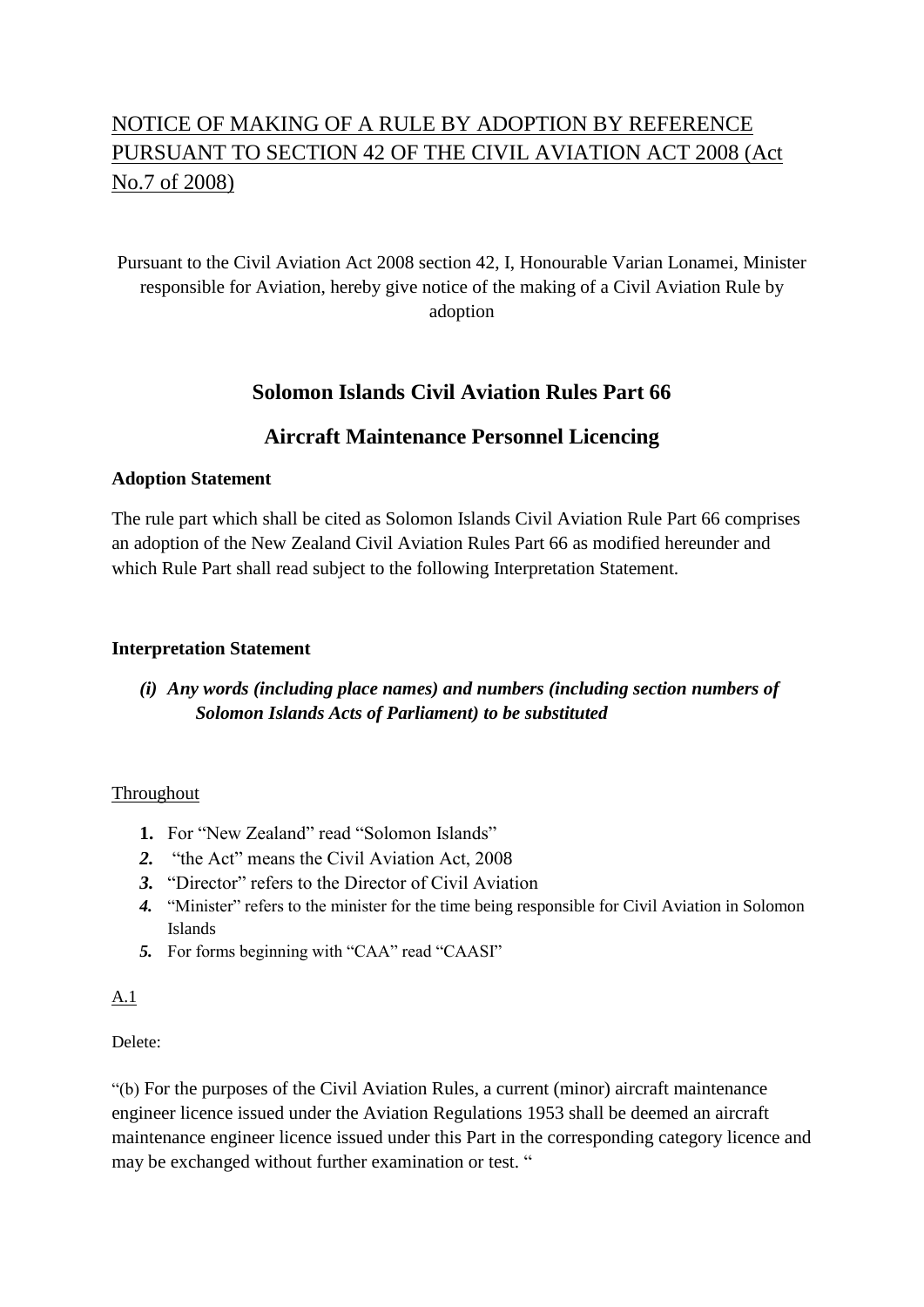NOTICE OF MAKING OF A RULE BY ADOPTION BY REFERENCE PURSUANT TO SECTION 42 OF THE CIVIL AVIATION ACT 2008 (Act No.7 of 2008)

Pursuant to the Civil Aviation Act 2008 section 42, I, Honourable Varian Lonamei, Minister responsible for Aviation, hereby give notice of the making of a Civil Aviation Rule by adoption

## Solomon Islands Civil Aviation Rules Part 66

## Aircraft Maintenance Personnel Licencing

**Adoption Statement**

The rule part which shall be cited as Solomon Islands Civil Aviation Rule Part 66 comprises an adoption of the New Zealand Civil Aviation Rules Part 66 as modified hereunder and which Rule Part shall read subject to the following Interpretation Statement.

**Interpretation Statement**

***(i) Any words (including place names) and numbers (including section numbers of Solomon Islands Acts of Parliament) to be substituted***

Throughout

1. For "New Zealand" read "Solomon Islands"
2. "the Act" means the Civil Aviation Act, 2008
3. "Director" refers to the Director of Civil Aviation
4. "Minister" refers to the minister for the time being responsible for Civil Aviation in Solomon Islands
5. For forms beginning with "CAA" read "CAASI"

A.1

Delete:

"(b) For the purposes of the Civil Aviation Rules, a current (minor) aircraft maintenance engineer licence issued under the Aviation Regulations 1953 shall be deemed an aircraft maintenance engineer licence issued under this Part in the corresponding category licence and may be exchanged without further examination or test. "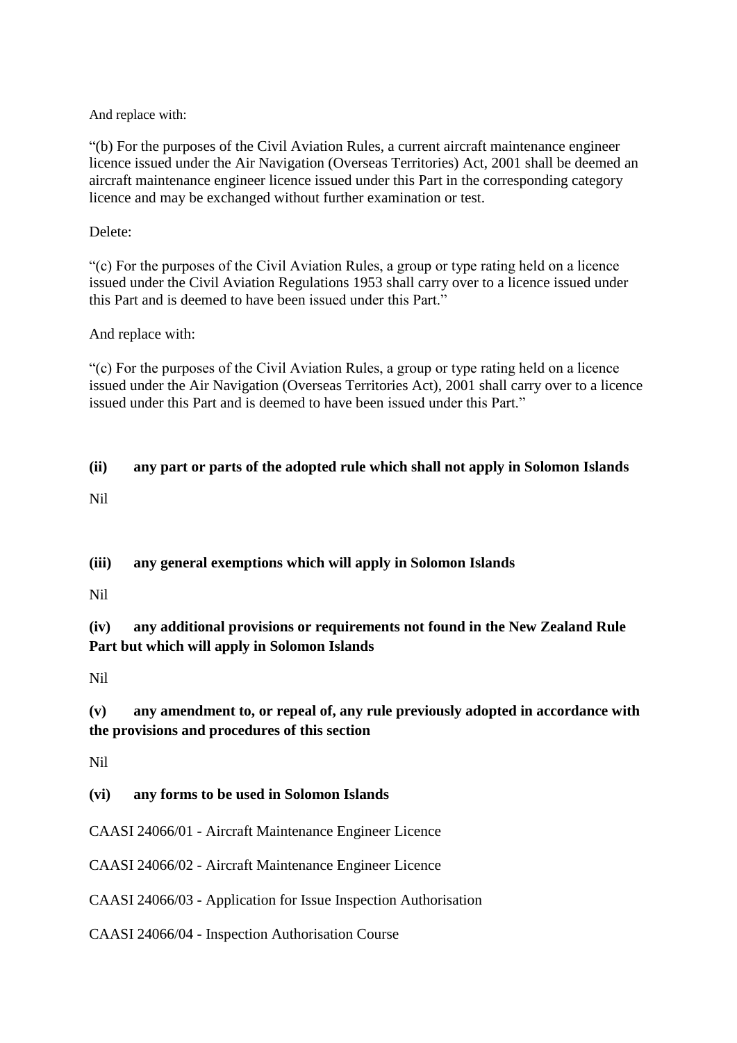And replace with:

"(b) For the purposes of the Civil Aviation Rules, a current aircraft maintenance engineer licence issued under the Air Navigation (Overseas Territories) Act, 2001 shall be deemed an aircraft maintenance engineer licence issued under this Part in the corresponding category licence and may be exchanged without further examination or test.

Delete:

"(c) For the purposes of the Civil Aviation Rules, a group or type rating held on a licence issued under the Civil Aviation Regulations 1953 shall carry over to a licence issued under this Part and is deemed to have been issued under this Part."

And replace with:

"(c) For the purposes of the Civil Aviation Rules, a group or type rating held on a licence issued under the Air Navigation (Overseas Territories Act), 2001 shall carry over to a licence issued under this Part and is deemed to have been issued under this Part."

**(ii) any part or parts of the adopted rule which shall not apply in Solomon Islands**

Nil

**(iii) any general exemptions which will apply in Solomon Islands**

Nil

**(iv) any additional provisions or requirements not found in the New Zealand Rule Part but which will apply in Solomon Islands**

Nil

**(v) any amendment to, or repeal of, any rule previously adopted in accordance with the provisions and procedures of this section**

Nil

**(vi) any forms to be used in Solomon Islands**

CAASI 24066/01 - Aircraft Maintenance Engineer Licence

CAASI 24066/02 - Aircraft Maintenance Engineer Licence

CAASI 24066/03 - Application for Issue Inspection Authorisation

CAASI 24066/04 - Inspection Authorisation Course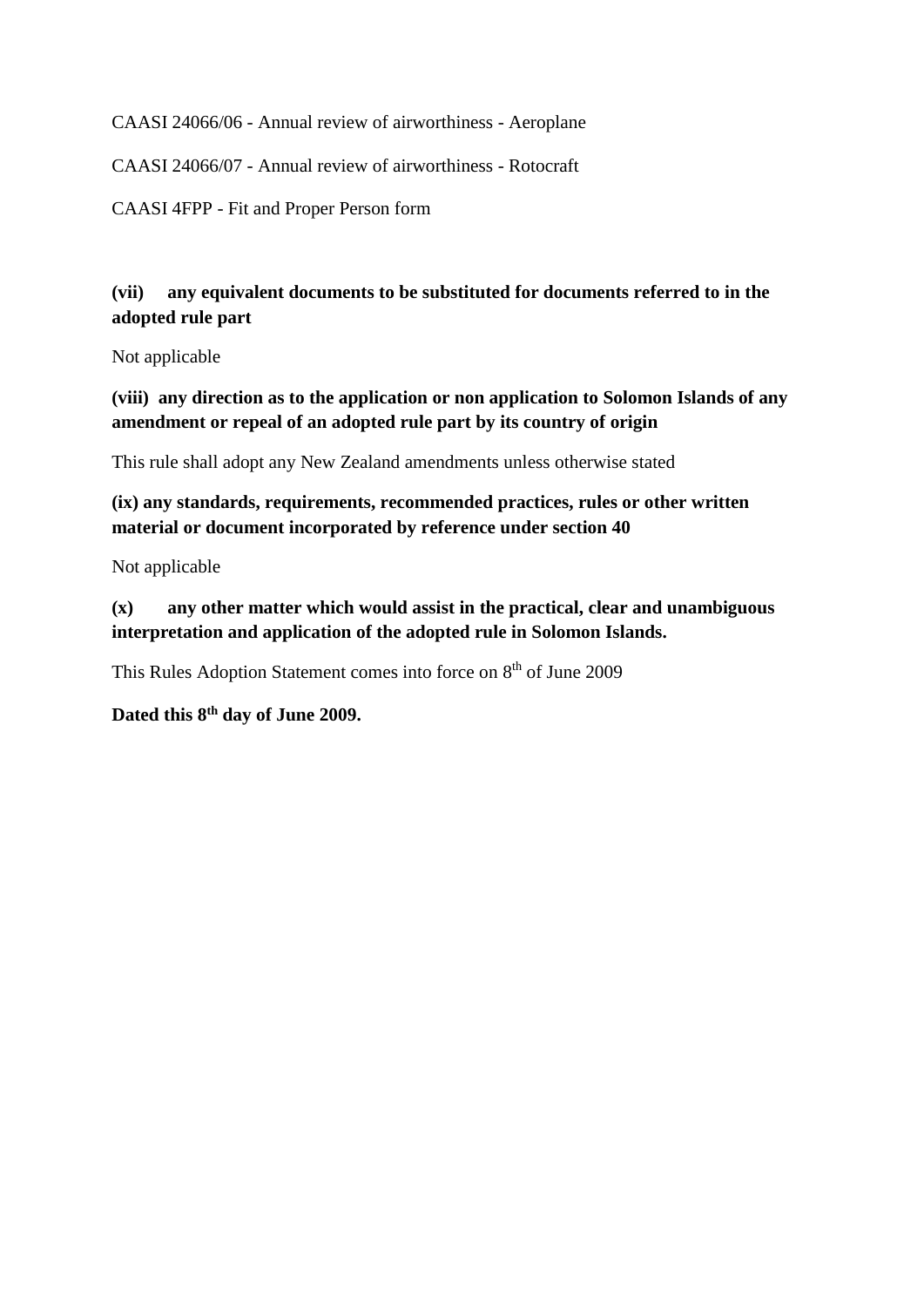CAASI 24066/06 - Annual review of airworthiness - Aeroplane

CAASI 24066/07 - Annual review of airworthiness - Rotocraft

CAASI 4FPP - Fit and Proper Person form

**(vii) any equivalent documents to be substituted for documents referred to in the adopted rule part**

Not applicable

**(viii) any direction as to the application or non application to Solomon Islands of any amendment or repeal of an adopted rule part by its country of origin**

This rule shall adopt any New Zealand amendments unless otherwise stated

**(ix) any standards, requirements, recommended practices, rules or other written material or document incorporated by reference under section 40**

Not applicable

**(x) any other matter which would assist in the practical, clear and unambiguous interpretation and application of the adopted rule in Solomon Islands.**

This Rules Adoption Statement comes into force on 8th of June 2009

**Dated this 8th day of June 2009.**